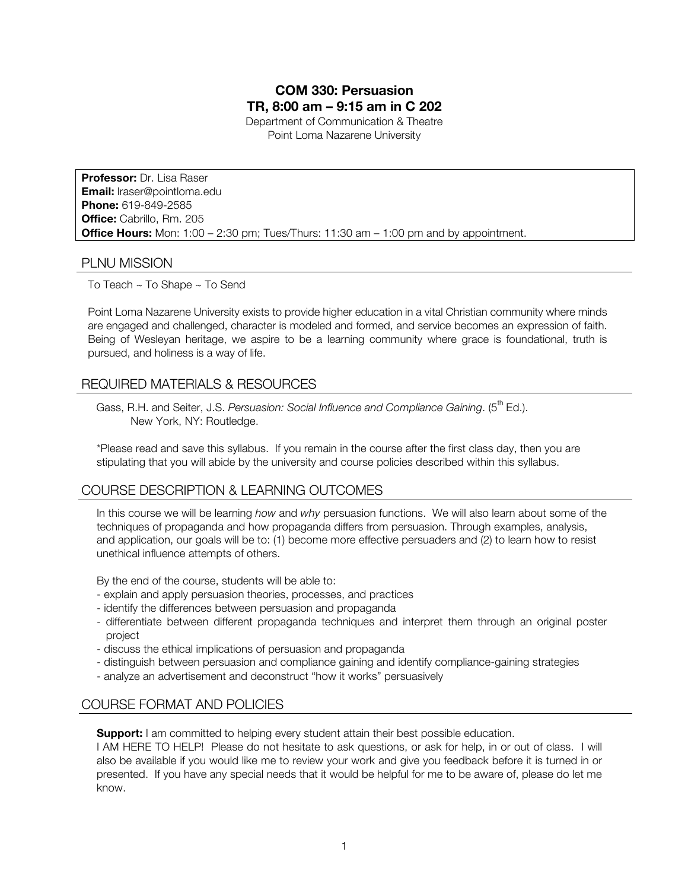# COM 330: Persuasion
# TR, 8:00 am – 9:15 am in C 202

Department of Communication & Theatre
Point Loma Nazarene University

**Professor:** Dr. Lisa Raser
**Email:** lraser@pointloma.edu
**Phone:** 619-849-2585
**Office:** Cabrillo, Rm. 205
**Office Hours:** Mon: 1:00 – 2:30 pm; Tues/Thurs: 11:30 am – 1:00 pm and by appointment.

## PLNU MISSION

To Teach ~ To Shape ~ To Send

Point Loma Nazarene University exists to provide higher education in a vital Christian community where minds are engaged and challenged, character is modeled and formed, and service becomes an expression of faith. Being of Wesleyan heritage, we aspire to be a learning community where grace is foundational, truth is pursued, and holiness is a way of life.

## REQUIRED MATERIALS & RESOURCES

Gass, R.H. and Seiter, J.S. *Persuasion: Social Influence and Compliance Gaining*. (5th Ed.). New York, NY: Routledge.

*Please read and save this syllabus. If you remain in the course after the first class day, then you are stipulating that you will abide by the university and course policies described within this syllabus.

## COURSE DESCRIPTION & LEARNING OUTCOMES

In this course we will be learning *how* and *why* persuasion functions. We will also learn about some of the techniques of propaganda and how propaganda differs from persuasion. Through examples, analysis, and application, our goals will be to: (1) become more effective persuaders and (2) to learn how to resist unethical influence attempts of others.

By the end of the course, students will be able to:

- explain and apply persuasion theories, processes, and practices
- identify the differences between persuasion and propaganda
- differentiate between different propaganda techniques and interpret them through an original poster project
- discuss the ethical implications of persuasion and propaganda
- distinguish between persuasion and compliance gaining and identify compliance-gaining strategies
- analyze an advertisement and deconstruct "how it works" persuasively

## COURSE FORMAT AND POLICIES

**Support:** I am committed to helping every student attain their best possible education.
I AM HERE TO HELP! Please do not hesitate to ask questions, or ask for help, in or out of class. I will also be available if you would like me to review your work and give you feedback before it is turned in or presented. If you have any special needs that it would be helpful for me to be aware of, please do let me know.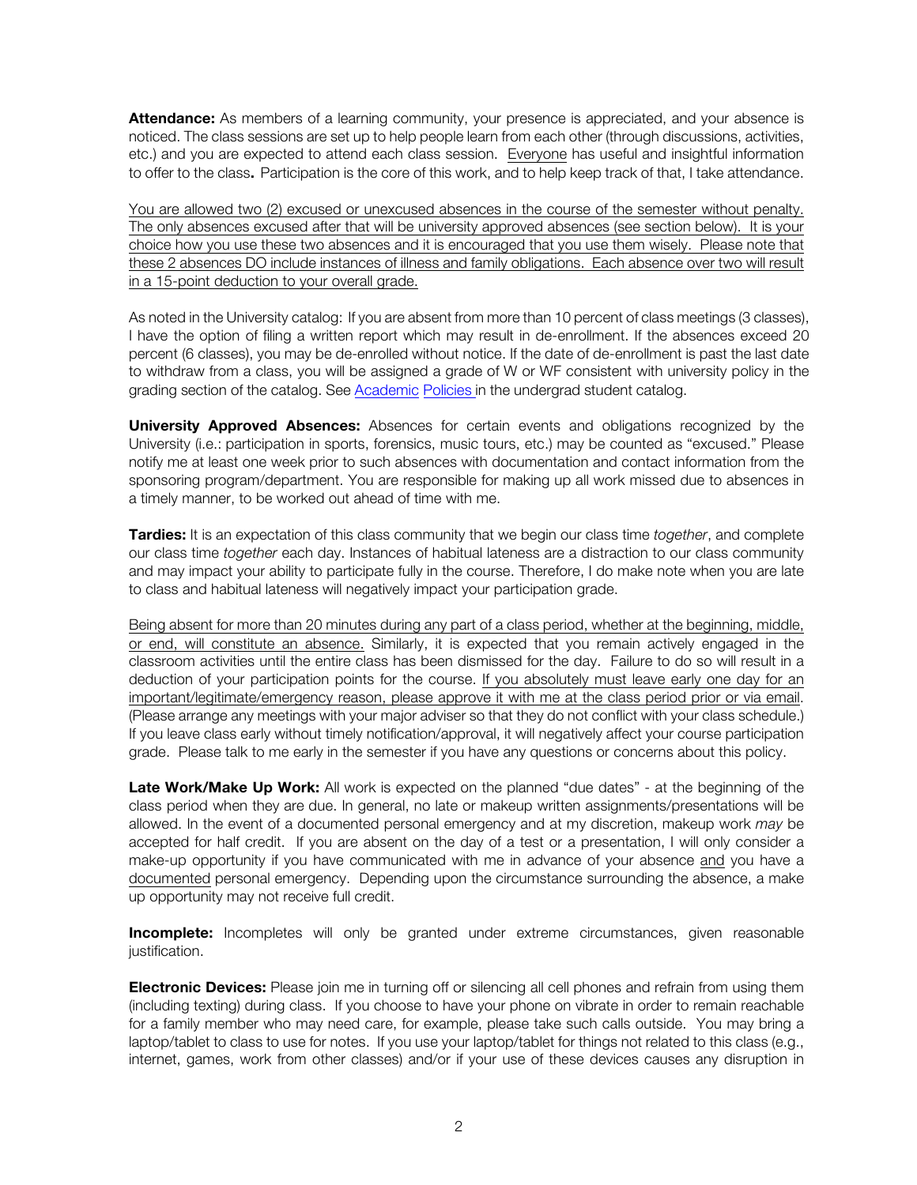**Attendance:** As members of a learning community, your presence is appreciated, and your absence is noticed. The class sessions are set up to help people learn from each other (through discussions, activities, etc.) and you are expected to attend each class session. Everyone has useful and insightful information to offer to the class**.** Participation is the core of this work, and to help keep track of that, I take attendance.

You are allowed two (2) excused or unexcused absences in the course of the semester without penalty. The only absences excused after that will be university approved absences (see section below). It is your choice how you use these two absences and it is encouraged that you use them wisely. Please note that these 2 absences DO include instances of illness and family obligations. Each absence over two will result in a 15-point deduction to your overall grade.

As noted in the University catalog: If you are absent from more than 10 percent of class meetings (3 classes), I have the option of filing a written report which may result in de-enrollment. If the absences exceed 20 percent (6 classes), you may be de-enrolled without notice. If the date of de-enrollment is past the last date to withdraw from a class, you will be assigned a grade of W or WF consistent with university policy in the grading section of the catalog. See Academic Policies in the undergrad student catalog.

**University Approved Absences:** Absences for certain events and obligations recognized by the University (i.e.: participation in sports, forensics, music tours, etc.) may be counted as "excused." Please notify me at least one week prior to such absences with documentation and contact information from the sponsoring program/department. You are responsible for making up all work missed due to absences in a timely manner, to be worked out ahead of time with me.

**Tardies:** It is an expectation of this class community that we begin our class time *together*, and complete our class time *together* each day. Instances of habitual lateness are a distraction to our class community and may impact your ability to participate fully in the course. Therefore, I do make note when you are late to class and habitual lateness will negatively impact your participation grade.

Being absent for more than 20 minutes during any part of a class period, whether at the beginning, middle, or end, will constitute an absence. Similarly, it is expected that you remain actively engaged in the classroom activities until the entire class has been dismissed for the day. Failure to do so will result in a deduction of your participation points for the course. If you absolutely must leave early one day for an important/legitimate/emergency reason, please approve it with me at the class period prior or via email. (Please arrange any meetings with your major adviser so that they do not conflict with your class schedule.) If you leave class early without timely notification/approval, it will negatively affect your course participation grade. Please talk to me early in the semester if you have any questions or concerns about this policy.

**Late Work/Make Up Work:** All work is expected on the planned "due dates" - at the beginning of the class period when they are due. In general, no late or makeup written assignments/presentations will be allowed. In the event of a documented personal emergency and at my discretion, makeup work *may* be accepted for half credit. If you are absent on the day of a test or a presentation, I will only consider a make-up opportunity if you have communicated with me in advance of your absence and you have a documented personal emergency. Depending upon the circumstance surrounding the absence, a make up opportunity may not receive full credit.

**Incomplete:** Incompletes will only be granted under extreme circumstances, given reasonable justification.

**Electronic Devices:** Please join me in turning off or silencing all cell phones and refrain from using them (including texting) during class. If you choose to have your phone on vibrate in order to remain reachable for a family member who may need care, for example, please take such calls outside. You may bring a laptop/tablet to class to use for notes. If you use your laptop/tablet for things not related to this class (e.g., internet, games, work from other classes) and/or if your use of these devices causes any disruption in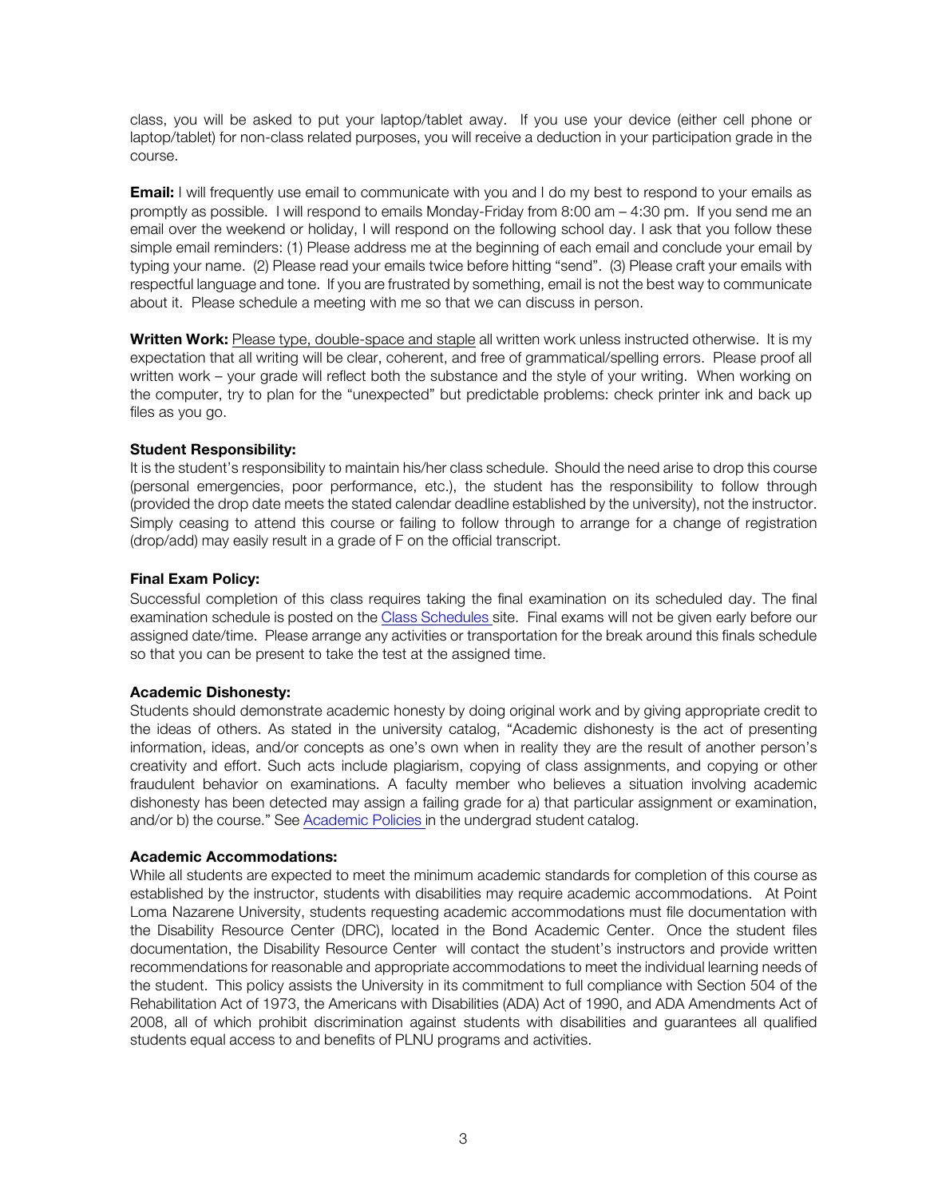class, you will be asked to put your laptop/tablet away. If you use your device (either cell phone or laptop/tablet) for non-class related purposes, you will receive a deduction in your participation grade in the course.

**Email:** I will frequently use email to communicate with you and I do my best to respond to your emails as promptly as possible. I will respond to emails Monday-Friday from 8:00 am – 4:30 pm. If you send me an email over the weekend or holiday, I will respond on the following school day. I ask that you follow these simple email reminders: (1) Please address me at the beginning of each email and conclude your email by typing your name. (2) Please read your emails twice before hitting "send". (3) Please craft your emails with respectful language and tone. If you are frustrated by something, email is not the best way to communicate about it. Please schedule a meeting with me so that we can discuss in person.

**Written Work:** Please type, double-space and staple all written work unless instructed otherwise. It is my expectation that all writing will be clear, coherent, and free of grammatical/spelling errors. Please proof all written work – your grade will reflect both the substance and the style of your writing. When working on the computer, try to plan for the "unexpected" but predictable problems: check printer ink and back up files as you go.

**Student Responsibility:**
It is the student's responsibility to maintain his/her class schedule. Should the need arise to drop this course (personal emergencies, poor performance, etc.), the student has the responsibility to follow through (provided the drop date meets the stated calendar deadline established by the university), not the instructor. Simply ceasing to attend this course or failing to follow through to arrange for a change of registration (drop/add) may easily result in a grade of F on the official transcript.

**Final Exam Policy:**
Successful completion of this class requires taking the final examination on its scheduled day. The final examination schedule is posted on the Class Schedules site. Final exams will not be given early before our assigned date/time. Please arrange any activities or transportation for the break around this finals schedule so that you can be present to take the test at the assigned time.

**Academic Dishonesty:**
Students should demonstrate academic honesty by doing original work and by giving appropriate credit to the ideas of others. As stated in the university catalog, "Academic dishonesty is the act of presenting information, ideas, and/or concepts as one's own when in reality they are the result of another person's creativity and effort. Such acts include plagiarism, copying of class assignments, and copying or other fraudulent behavior on examinations. A faculty member who believes a situation involving academic dishonesty has been detected may assign a failing grade for a) that particular assignment or examination, and/or b) the course." See Academic Policies in the undergrad student catalog.

**Academic Accommodations:**
While all students are expected to meet the minimum academic standards for completion of this course as established by the instructor, students with disabilities may require academic accommodations. At Point Loma Nazarene University, students requesting academic accommodations must file documentation with the Disability Resource Center (DRC), located in the Bond Academic Center. Once the student files documentation, the Disability Resource Center will contact the student's instructors and provide written recommendations for reasonable and appropriate accommodations to meet the individual learning needs of the student. This policy assists the University in its commitment to full compliance with Section 504 of the Rehabilitation Act of 1973, the Americans with Disabilities (ADA) Act of 1990, and ADA Amendments Act of 2008, all of which prohibit discrimination against students with disabilities and guarantees all qualified students equal access to and benefits of PLNU programs and activities.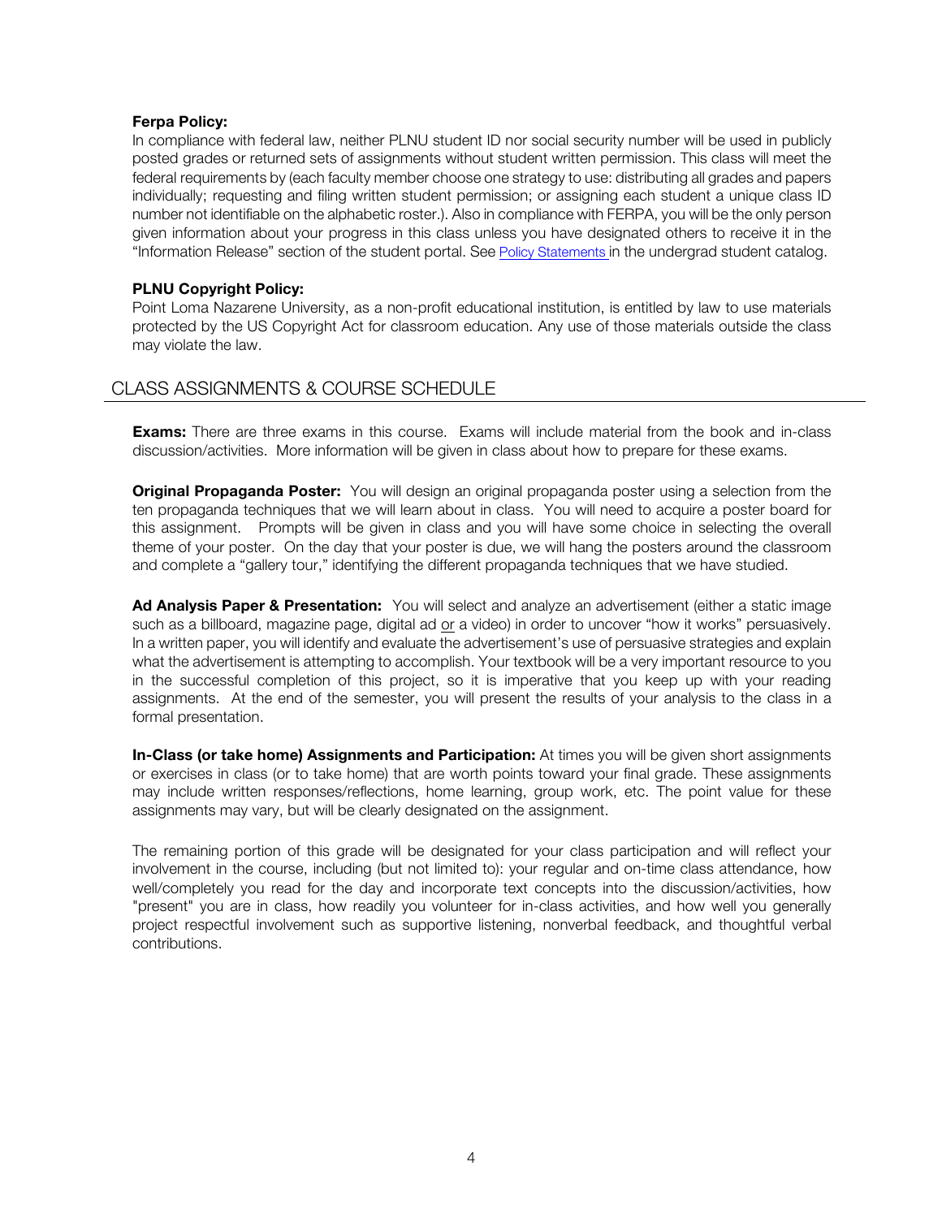**Ferpa Policy:**
In compliance with federal law, neither PLNU student ID nor social security number will be used in publicly posted grades or returned sets of assignments without student written permission. This class will meet the federal requirements by (each faculty member choose one strategy to use: distributing all grades and papers individually; requesting and filing written student permission; or assigning each student a unique class ID number not identifiable on the alphabetic roster.). Also in compliance with FERPA, you will be the only person given information about your progress in this class unless you have designated others to receive it in the "Information Release" section of the student portal. See Policy Statements in the undergrad student catalog.

**PLNU Copyright Policy:**
Point Loma Nazarene University, as a non-profit educational institution, is entitled by law to use materials protected by the US Copyright Act for classroom education. Any use of those materials outside the class may violate the law.

## CLASS ASSIGNMENTS & COURSE SCHEDULE

**Exams:** There are three exams in this course. Exams will include material from the book and in-class discussion/activities. More information will be given in class about how to prepare for these exams.

**Original Propaganda Poster:** You will design an original propaganda poster using a selection from the ten propaganda techniques that we will learn about in class. You will need to acquire a poster board for this assignment. Prompts will be given in class and you will have some choice in selecting the overall theme of your poster. On the day that your poster is due, we will hang the posters around the classroom and complete a "gallery tour," identifying the different propaganda techniques that we have studied.

**Ad Analysis Paper & Presentation:** You will select and analyze an advertisement (either a static image such as a billboard, magazine page, digital ad or a video) in order to uncover "how it works" persuasively. In a written paper, you will identify and evaluate the advertisement's use of persuasive strategies and explain what the advertisement is attempting to accomplish. Your textbook will be a very important resource to you in the successful completion of this project, so it is imperative that you keep up with your reading assignments. At the end of the semester, you will present the results of your analysis to the class in a formal presentation.

**In-Class (or take home) Assignments and Participation:** At times you will be given short assignments or exercises in class (or to take home) that are worth points toward your final grade. These assignments may include written responses/reflections, home learning, group work, etc. The point value for these assignments may vary, but will be clearly designated on the assignment.

The remaining portion of this grade will be designated for your class participation and will reflect your involvement in the course, including (but not limited to): your regular and on-time class attendance, how well/completely you read for the day and incorporate text concepts into the discussion/activities, how "present" you are in class, how readily you volunteer for in-class activities, and how well you generally project respectful involvement such as supportive listening, nonverbal feedback, and thoughtful verbal contributions.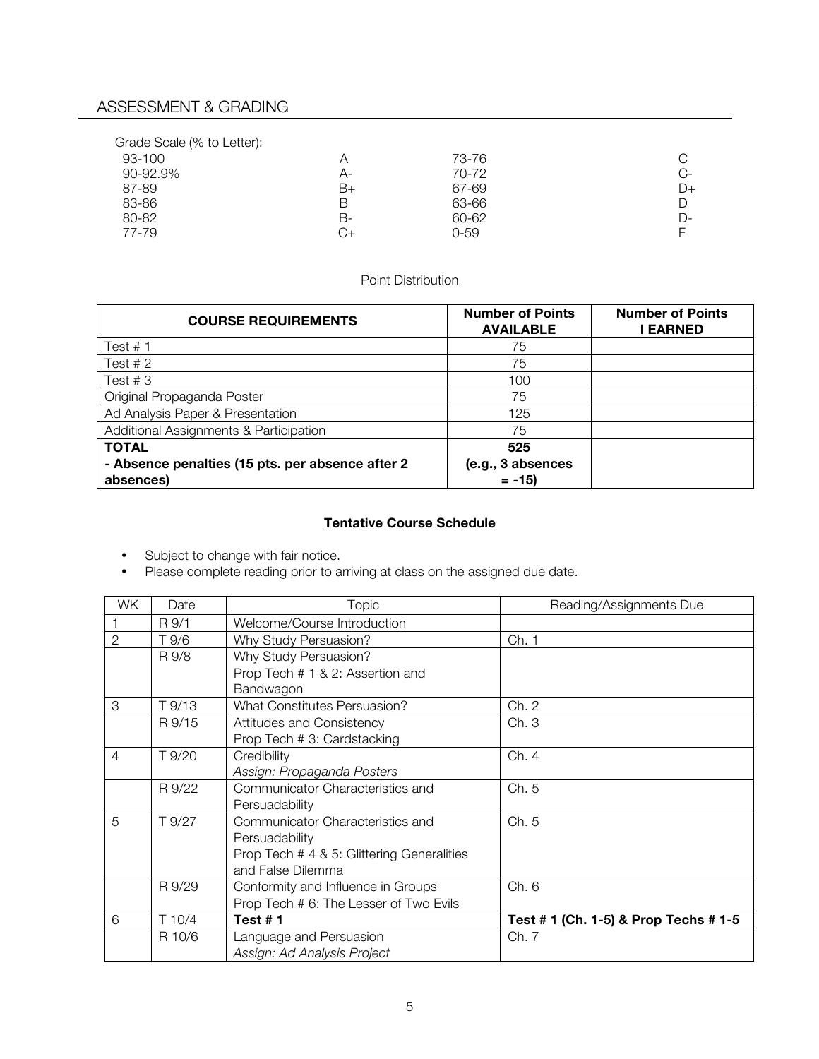## ASSESSMENT & GRADING

Grade Scale (% to Letter):

| | | | |
|---|---|---|---|
| 93-100 | A | 73-76 | C |
| 90-92.9% | A- | 70-72 | C- |
| 87-89 | B+ | 67-69 | D+ |
| 83-86 | B | 63-66 | D |
| 80-82 | B- | 60-62 | D- |
| 77-79 | C+ | 0-59 | F |

Point Distribution

| COURSE REQUIREMENTS | Number of Points AVAILABLE | Number of Points I EARNED |
|---|---|---|
| Test # 1 | 75 | |
| Test # 2 | 75 | |
| Test # 3 | 100 | |
| Original Propaganda Poster | 75 | |
| Ad Analysis Paper & Presentation | 125 | |
| Additional Assignments & Participation | 75 | |
| **TOTAL** | **525** | |
| **- Absence penalties (15 pts. per absence after 2 absences)** | **(e.g., 3 absences = -15)** | |

**Tentative Course Schedule**

- Subject to change with fair notice.
- Please complete reading prior to arriving at class on the assigned due date.

| WK | Date | Topic | Reading/Assignments Due |
|---|---|---|---|
| 1 | R 9/1 | Welcome/Course Introduction | |
| 2 | T 9/6 | Why Study Persuasion? | Ch. 1 |
| | R 9/8 | Why Study Persuasion?<br>Prop Tech # 1 & 2: Assertion and Bandwagon | |
| 3 | T 9/13 | What Constitutes Persuasion? | Ch. 2 |
| | R 9/15 | Attitudes and Consistency<br>Prop Tech # 3: Cardstacking | Ch. 3 |
| 4 | T 9/20 | Credibility<br>*Assign: Propaganda Posters* | Ch. 4 |
| | R 9/22 | Communicator Characteristics and Persuadability | Ch. 5 |
| 5 | T 9/27 | Communicator Characteristics and Persuadability<br>Prop Tech # 4 & 5: Glittering Generalities and False Dilemma | Ch. 5 |
| | R 9/29 | Conformity and Influence in Groups<br>Prop Tech # 6: The Lesser of Two Evils | Ch. 6 |
| 6 | T 10/4 | **Test # 1** | **Test # 1 (Ch. 1-5) & Prop Techs # 1-5** |
| | R 10/6 | Language and Persuasion<br>*Assign: Ad Analysis Project* | Ch. 7 |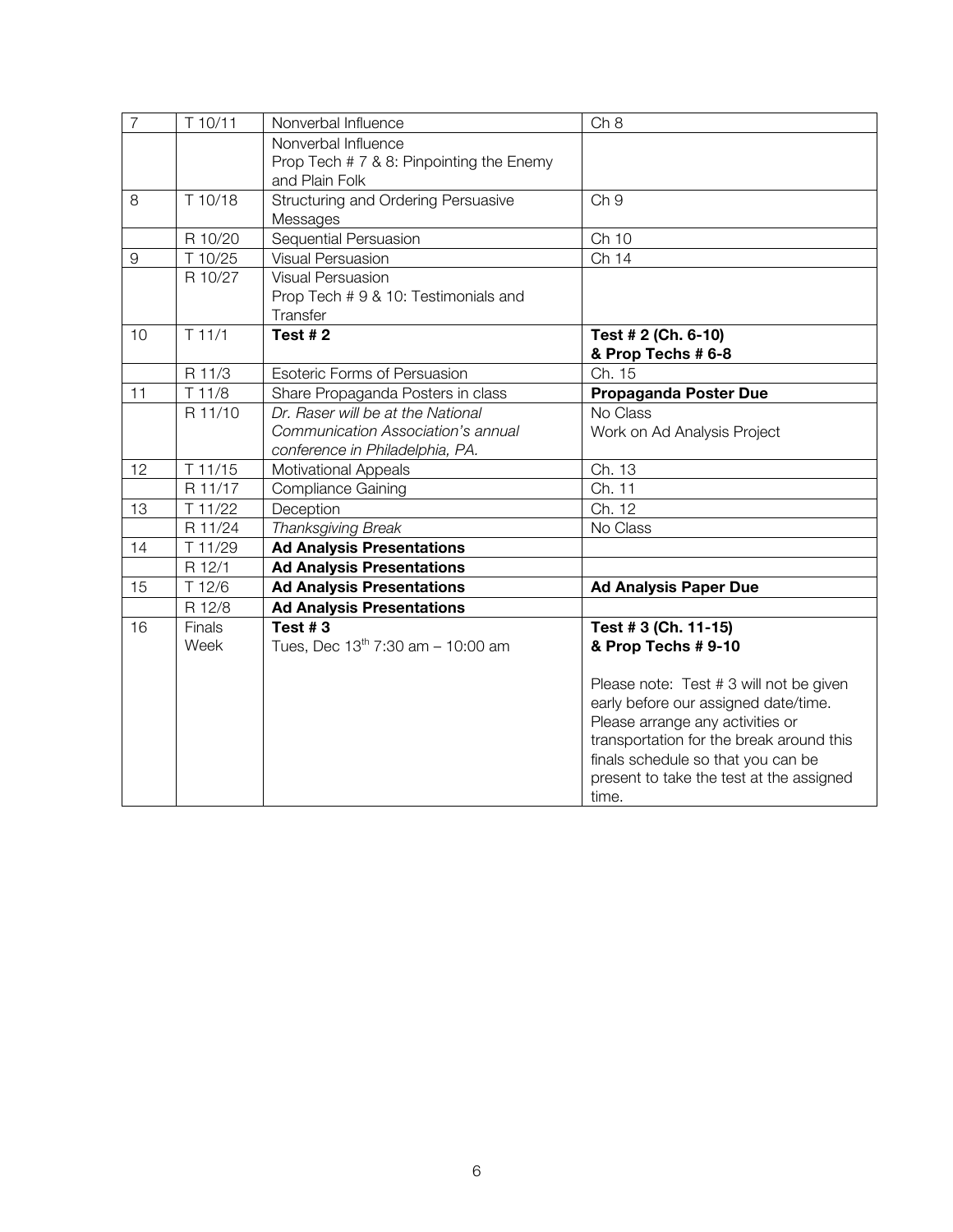| | | | |
|---|---|---|---|
| 7 | T 10/11 | Nonverbal Influence | Ch 8 |
| | | Nonverbal Influence<br>Prop Tech # 7 & 8: Pinpointing the Enemy and Plain Folk | |
| 8 | T 10/18 | Structuring and Ordering Persuasive Messages | Ch 9 |
| | R 10/20 | Sequential Persuasion | Ch 10 |
| 9 | T 10/25 | Visual Persuasion | Ch 14 |
| | R 10/27 | Visual Persuasion<br>Prop Tech # 9 & 10: Testimonials and Transfer | |
| 10 | T 11/1 | **Test # 2** | **Test # 2 (Ch. 6-10)<br>& Prop Techs # 6-8** |
| | R 11/3 | Esoteric Forms of Persuasion | Ch. 15 |
| 11 | T 11/8 | Share Propaganda Posters in class | **Propaganda Poster Due** |
| | R 11/10 | *Dr. Raser will be at the National Communication Association's annual conference in Philadelphia, PA.* | No Class<br>Work on Ad Analysis Project |
| 12 | T 11/15 | Motivational Appeals | Ch. 13 |
| | R 11/17 | Compliance Gaining | Ch. 11 |
| 13 | T 11/22 | Deception | Ch. 12 |
| | R 11/24 | *Thanksgiving Break* | No Class |
| 14 | T 11/29 | **Ad Analysis Presentations** | |
| | R 12/1 | **Ad Analysis Presentations** | |
| 15 | T 12/6 | **Ad Analysis Presentations** | **Ad Analysis Paper Due** |
| | R 12/8 | **Ad Analysis Presentations** | |
| 16 | Finals Week | **Test # 3**<br>Tues, Dec 13th 7:30 am – 10:00 am | **Test # 3 (Ch. 11-15)<br>& Prop Techs # 9-10**<br><br>Please note: Test # 3 will not be given early before our assigned date/time. Please arrange any activities or transportation for the break around this finals schedule so that you can be present to take the test at the assigned time. |